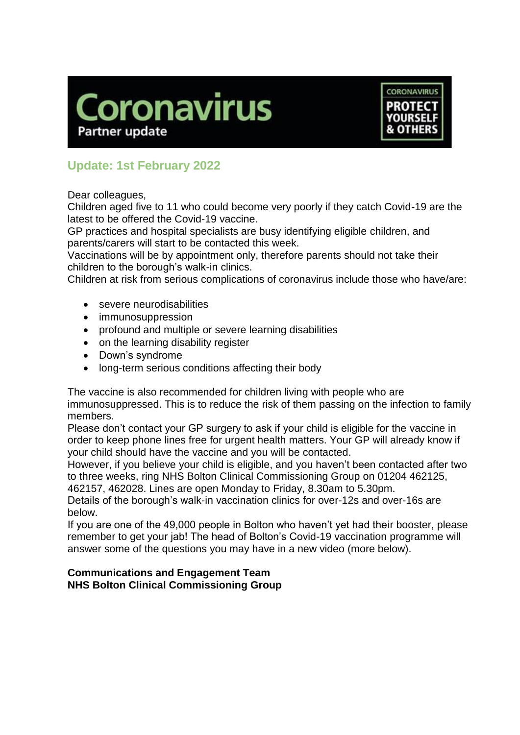# Coronavirus

Partner update

CORONAVIRUS
PROTECT YOURSELF & OTHERS

## Update: 1st February 2022

Dear colleagues,

Children aged five to 11 who could become very poorly if they catch Covid-19 are the latest to be offered the Covid-19 vaccine.

GP practices and hospital specialists are busy identifying eligible children, and parents/carers will start to be contacted this week.

Vaccinations will be by appointment only, therefore parents should not take their children to the borough's walk-in clinics.

Children at risk from serious complications of coronavirus include those who have/are:

- severe neurodisabilities
- immunosuppression
- profound and multiple or severe learning disabilities
- on the learning disability register
- Down's syndrome
- long-term serious conditions affecting their body

The vaccine is also recommended for children living with people who are immunosuppressed. This is to reduce the risk of them passing on the infection to family members.

Please don't contact your GP surgery to ask if your child is eligible for the vaccine in order to keep phone lines free for urgent health matters. Your GP will already know if your child should have the vaccine and you will be contacted.

However, if you believe your child is eligible, and you haven't been contacted after two to three weeks, ring NHS Bolton Clinical Commissioning Group on 01204 462125, 462157, 462028. Lines are open Monday to Friday, 8.30am to 5.30pm.

Details of the borough's walk-in vaccination clinics for over-12s and over-16s are below.

If you are one of the 49,000 people in Bolton who haven't yet had their booster, please remember to get your jab! The head of Bolton's Covid-19 vaccination programme will answer some of the questions you may have in a new video (more below).

**Communications and Engagement Team**
**NHS Bolton Clinical Commissioning Group**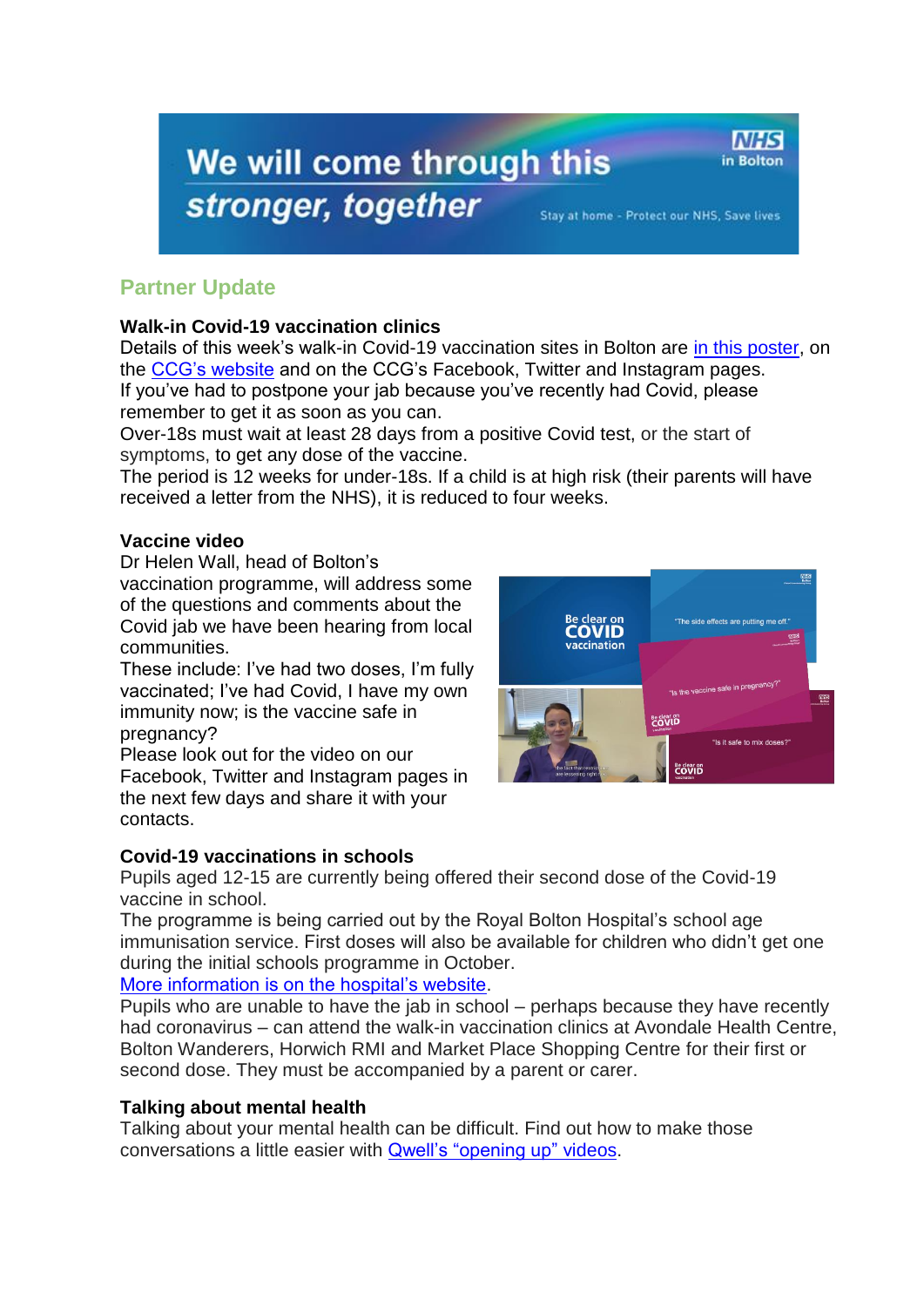## Partner Update

**Walk-in Covid-19 vaccination clinics**

Details of this week's walk-in Covid-19 vaccination sites in Bolton are [in this poster], on the [CCG's website] and on the CCG's Facebook, Twitter and Instagram pages.

If you've had to postpone your jab because you've recently had Covid, please remember to get it as soon as you can.

Over-18s must wait at least 28 days from a positive Covid test, or the start of symptoms, to get any dose of the vaccine.

The period is 12 weeks for under-18s. If a child is at high risk (their parents will have received a letter from the NHS), it is reduced to four weeks.

**Vaccine video**

Dr Helen Wall, head of Bolton's vaccination programme, will address some of the questions and comments about the Covid jab we have been hearing from local communities.

These include: I've had two doses, I'm fully vaccinated; I've had Covid, I have my own immunity now; is the vaccine safe in pregnancy?

Please look out for the video on our Facebook, Twitter and Instagram pages in the next few days and share it with your contacts.

**Covid-19 vaccinations in schools**

Pupils aged 12-15 are currently being offered their second dose of the Covid-19 vaccine in school.

The programme is being carried out by the Royal Bolton Hospital's school age immunisation service. First doses will also be available for children who didn't get one during the initial schools programme in October.

[More information is on the hospital's website].

Pupils who are unable to have the jab in school – perhaps because they have recently had coronavirus – can attend the walk-in vaccination clinics at Avondale Health Centre, Bolton Wanderers, Horwich RMI and Market Place Shopping Centre for their first or second dose. They must be accompanied by a parent or carer.

**Talking about mental health**

Talking about your mental health can be difficult. Find out how to make those conversations a little easier with [Qwell's "opening up" videos].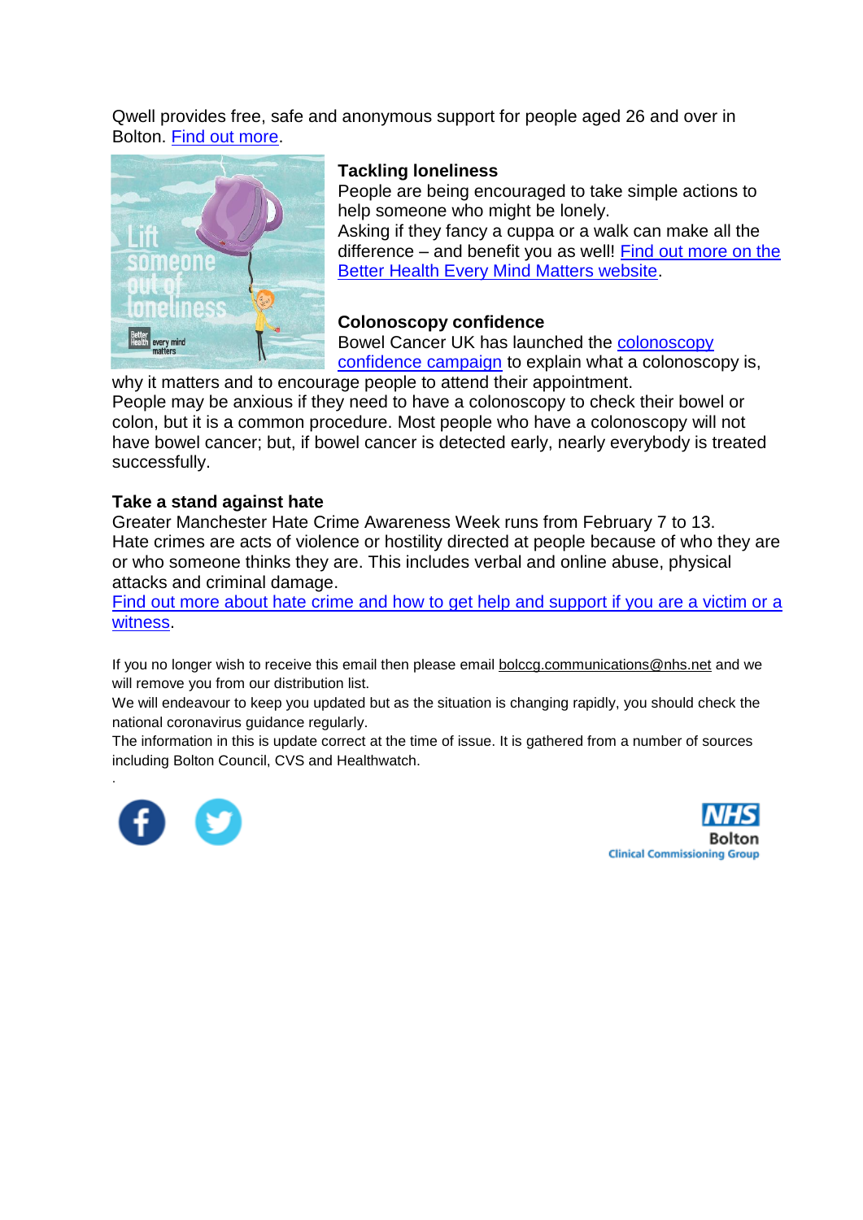Qwell provides free, safe and anonymous support for people aged 26 and over in Bolton. Find out more.

**Tackling loneliness**

People are being encouraged to take simple actions to help someone who might be lonely.
Asking if they fancy a cuppa or a walk can make all the difference – and benefit you as well! Find out more on the Better Health Every Mind Matters website.

**Colonoscopy confidence**

Bowel Cancer UK has launched the colonoscopy confidence campaign to explain what a colonoscopy is, why it matters and to encourage people to attend their appointment.
People may be anxious if they need to have a colonoscopy to check their bowel or colon, but it is a common procedure. Most people who have a colonoscopy will not have bowel cancer; but, if bowel cancer is detected early, nearly everybody is treated successfully.

**Take a stand against hate**

Greater Manchester Hate Crime Awareness Week runs from February 7 to 13.
Hate crimes are acts of violence or hostility directed at people because of who they are or who someone thinks they are. This includes verbal and online abuse, physical attacks and criminal damage.
Find out more about hate crime and how to get help and support if you are a victim or a witness.

If you no longer wish to receive this email then please email bolccg.communications@nhs.net and we will remove you from our distribution list.
We will endeavour to keep you updated but as the situation is changing rapidly, you should check the national coronavirus guidance regularly.
The information in this is update correct at the time of issue. It is gathered from a number of sources including Bolton Council, CVS and Healthwatch.

NHS Bolton Clinical Commissioning Group